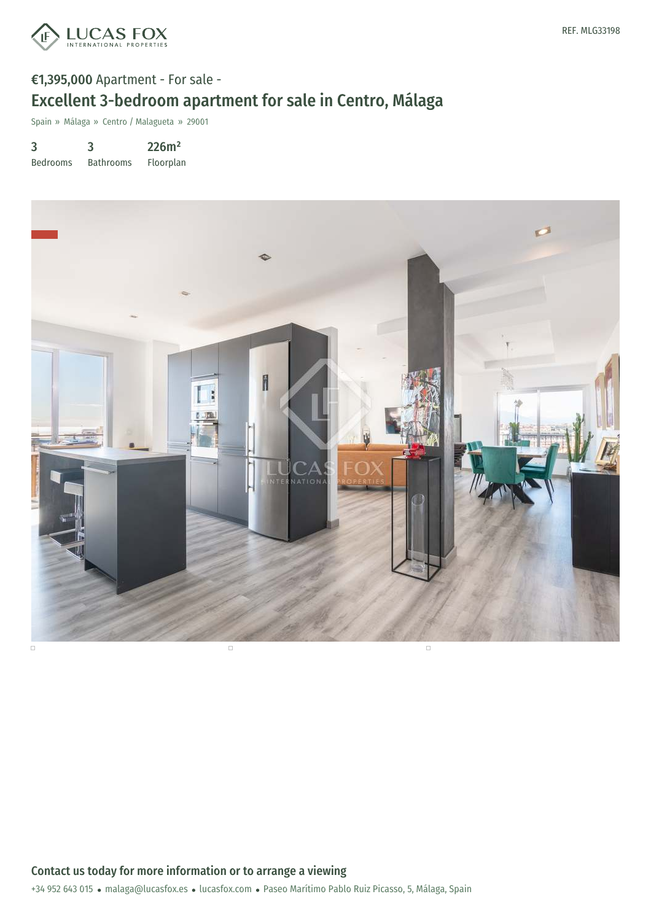REF. MLG33198

**€1,395,000** Apartment - For sale -

# Excellent 3-bedroom apartment for sale in Centro, Málaga

Spain » Málaga » Centro / Malagueta » 29001

| 3 | 3 | 226m² |
|---|---|---|
| Bedrooms | Bathrooms | Floorplan |

## Contact us today for more information or to arrange a viewing

+34 952 643 015 • malaga@lucasfox.es • lucasfox.com • Paseo Marítimo Pablo Ruiz Picasso, 5, Málaga, Spain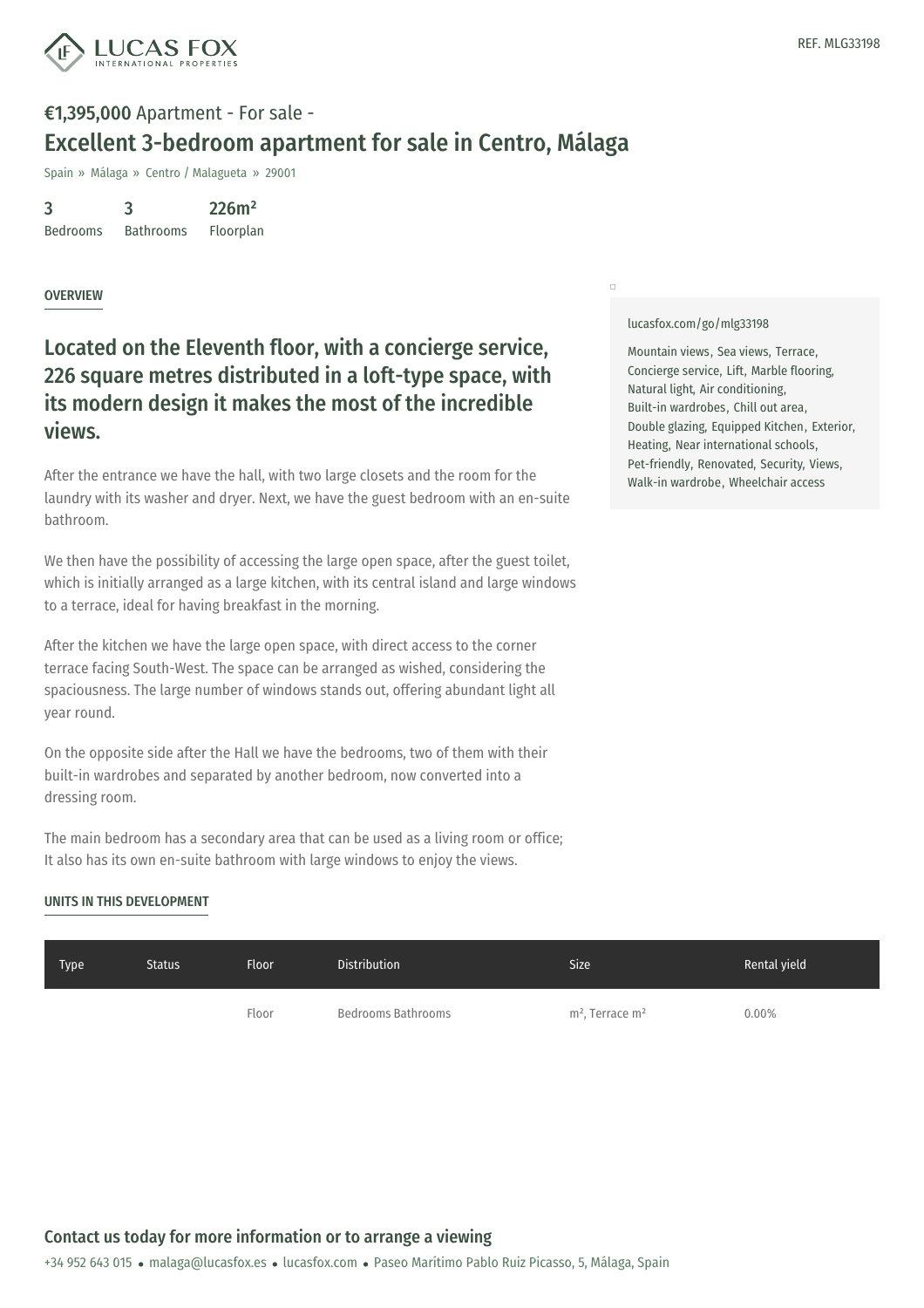**€1,395,000** Apartment - For sale -

# Excellent 3-bedroom apartment for sale in Centro, Málaga

Spain » Málaga » Centro / Malagueta » 29001

| 3 | 3 | 226m² |
|---|---|---|
| Bedrooms | Bathrooms | Floorplan |

## OVERVIEW

## Located on the Eleventh floor, with a concierge service, 226 square metres distributed in a loft-type space, with its modern design it makes the most of the incredible views.

After the entrance we have the hall, with two large closets and the room for the laundry with its washer and dryer. Next, we have the guest bedroom with an en-suite bathroom.

We then have the possibility of accessing the large open space, after the guest toilet, which is initially arranged as a large kitchen, with its central island and large windows to a terrace, ideal for having breakfast in the morning.

After the kitchen we have the large open space, with direct access to the corner terrace facing South-West. The space can be arranged as wished, considering the spaciousness. The large number of windows stands out, offering abundant light all year round.

On the opposite side after the Hall we have the bedrooms, two of them with their built-in wardrobes and separated by another bedroom, now converted into a dressing room.

The main bedroom has a secondary area that can be used as a living room or office; It also has its own en-suite bathroom with large windows to enjoy the views.

lucasfox.com/go/mlg33198

Mountain views, Sea views, Terrace, Concierge service, Lift, Marble flooring, Natural light, Air conditioning, Built-in wardrobes, Chill out area, Double glazing, Equipped Kitchen, Exterior, Heating, Near international schools, Pet-friendly, Renovated, Security, Views, Walk-in wardrobe, Wheelchair access

## UNITS IN THIS DEVELOPMENT

| Type | Status | Floor | Distribution | Size | Rental yield |
|---|---|---|---|---|---|
| | | Floor | Bedrooms Bathrooms | m², Terrace m² | 0.00% |

## Contact us today for more information or to arrange a viewing

+34 952 643 015 • malaga@lucasfox.es • lucasfox.com • Paseo Marítimo Pablo Ruiz Picasso, 5, Málaga, Spain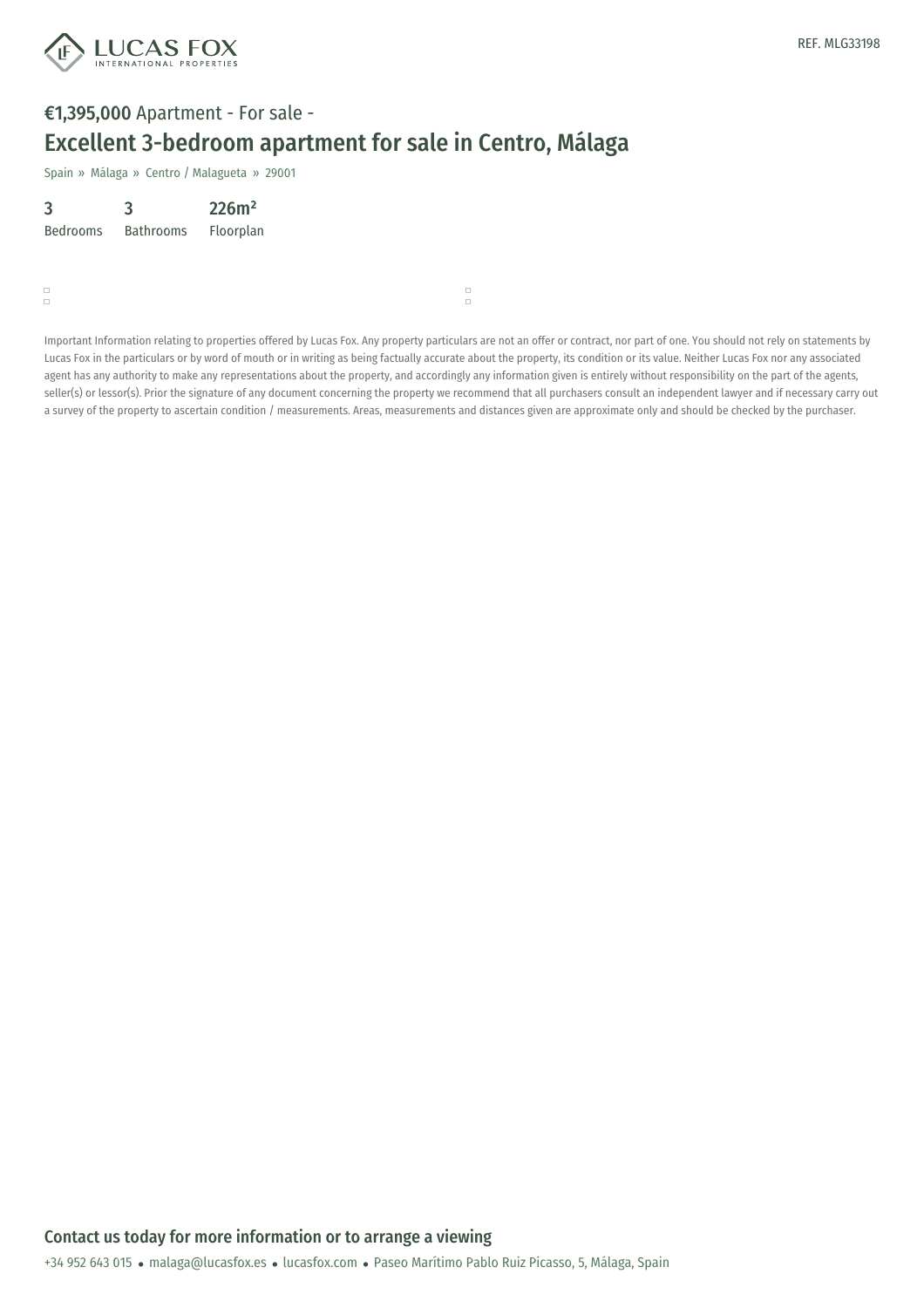**€1,395,000** Apartment - For sale -

# Excellent 3-bedroom apartment for sale in Centro, Málaga

Spain » Málaga » Centro / Malagueta » 29001

| 3 | 3 | 226m² |
|---|---|---|
| Bedrooms | Bathrooms | Floorplan |

Important Information relating to properties offered by Lucas Fox. Any property particulars are not an offer or contract, nor part of one. You should not rely on statements by Lucas Fox in the particulars or by word of mouth or in writing as being factually accurate about the property, its condition or its value. Neither Lucas Fox nor any associated agent has any authority to make any representations about the property, and accordingly any information given is entirely without responsibility on the part of the agents, seller(s) or lessor(s). Prior the signature of any document concerning the property we recommend that all purchasers consult an independent lawyer and if necessary carry out a survey of the property to ascertain condition / measurements. Areas, measurements and distances given are approximate only and should be checked by the purchaser.

## Contact us today for more information or to arrange a viewing

+34 952 643 015 • malaga@lucasfox.es • lucasfox.com • Paseo Marítimo Pablo Ruiz Picasso, 5, Málaga, Spain